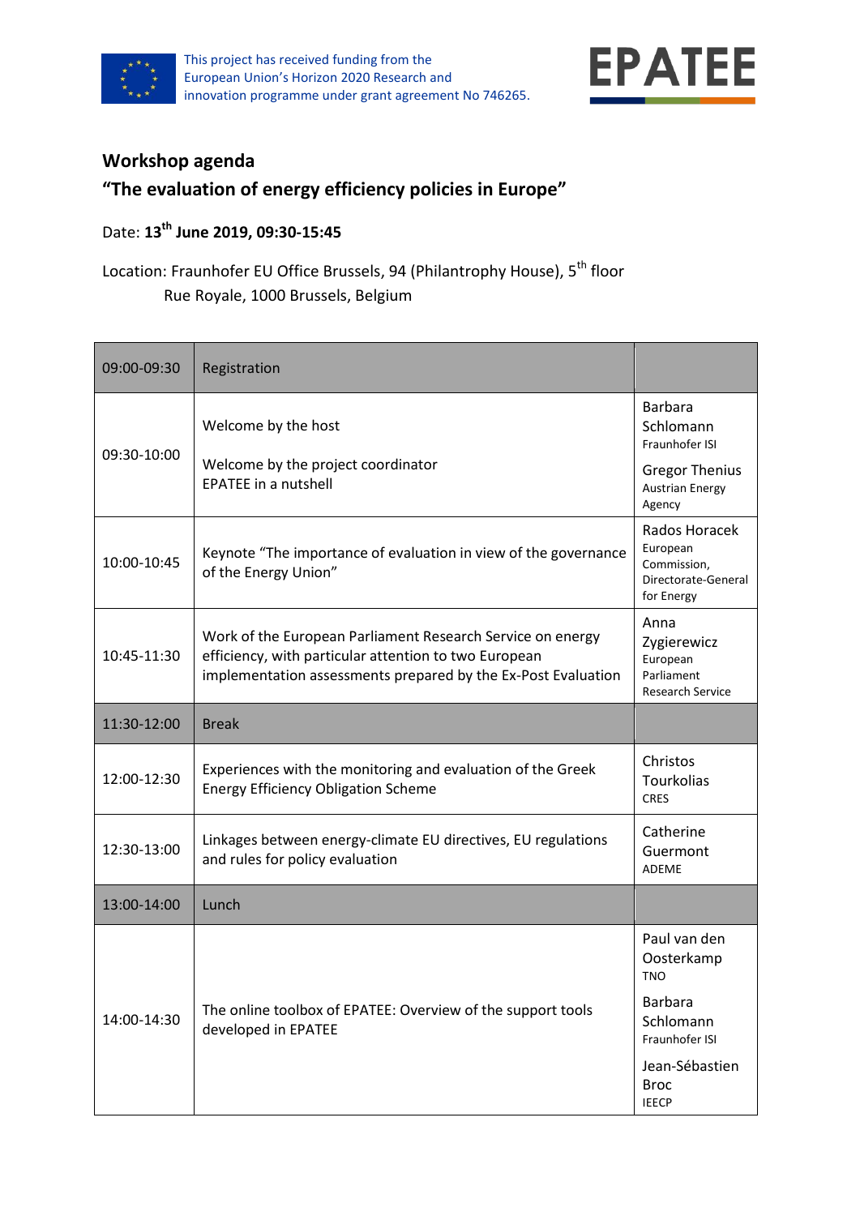This project has received funding from the European Union's Horizon 2020 Research and innovation programme under grant agreement No 746265.

EPATEE

## Workshop agenda

## "The evaluation of energy efficiency policies in Europe"

Date: **13th June 2019, 09:30-15:45**

Location: Fraunhofer EU Office Brussels, 94 (Philantrophy House), 5th floor
Rue Royale, 1000 Brussels, Belgium

| | | |
|---|---|---|
| 09:00-09:30 | Registration | |
| 09:30-10:00 | Welcome by the host<br><br>Welcome by the project coordinator<br>EPATEE in a nutshell | Barbara Schlomann<br>Fraunhofer ISI<br><br>Gregor Thenius<br>Austrian Energy Agency |
| 10:00-10:45 | Keynote "The importance of evaluation in view of the governance of the Energy Union" | Rados Horacek<br>European Commission, Directorate-General for Energy |
| 10:45-11:30 | Work of the European Parliament Research Service on energy efficiency, with particular attention to two European implementation assessments prepared by the Ex-Post Evaluation | Anna Zygierewicz<br>European Parliament Research Service |
| 11:30-12:00 | Break | |
| 12:00-12:30 | Experiences with the monitoring and evaluation of the Greek Energy Efficiency Obligation Scheme | Christos Tourkolias<br>CRES |
| 12:30-13:00 | Linkages between energy-climate EU directives, EU regulations and rules for policy evaluation | Catherine Guermont<br>ADEME |
| 13:00-14:00 | Lunch | |
| 14:00-14:30 | The online toolbox of EPATEE: Overview of the support tools developed in EPATEE | Paul van den Oosterkamp<br>TNO<br><br>Barbara Schlomann<br>Fraunhofer ISI<br><br>Jean-Sébastien Broc<br>IEECP |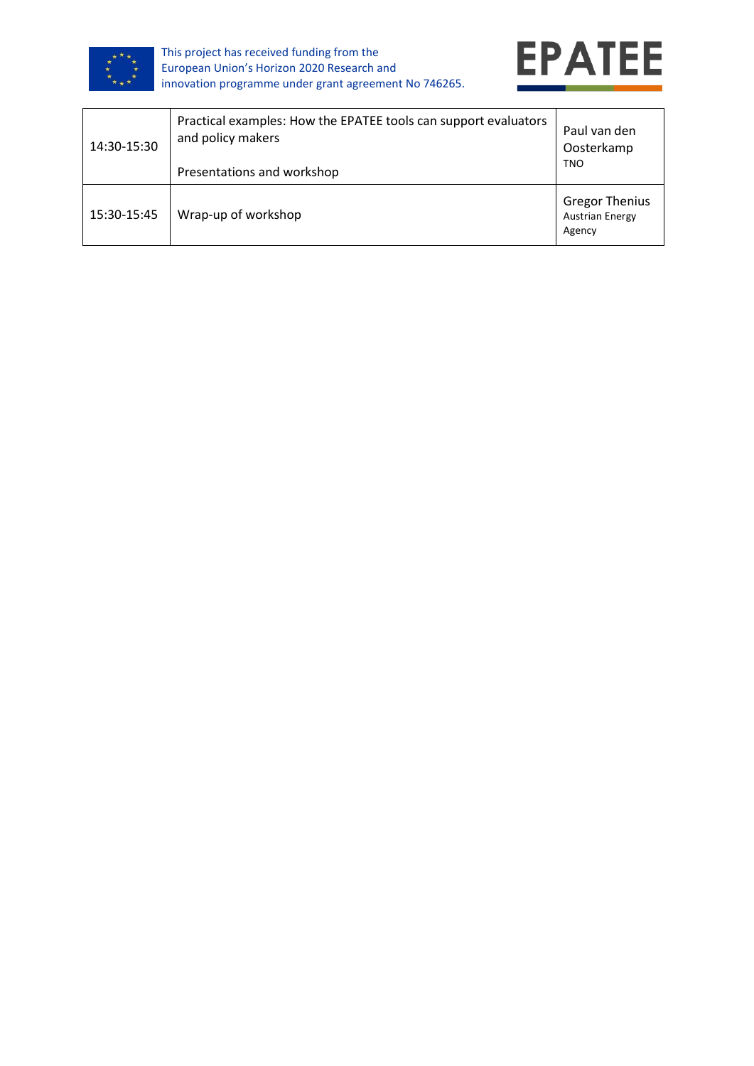| | | |
|---|---|---|
| 14:30-15:30 | Practical examples: How the EPATEE tools can support evaluators and policy makers<br><br>Presentations and workshop | Paul van den Oosterkamp<br>TNO |
| 15:30-15:45 | Wrap-up of workshop | Gregor Thenius<br>Austrian Energy Agency |